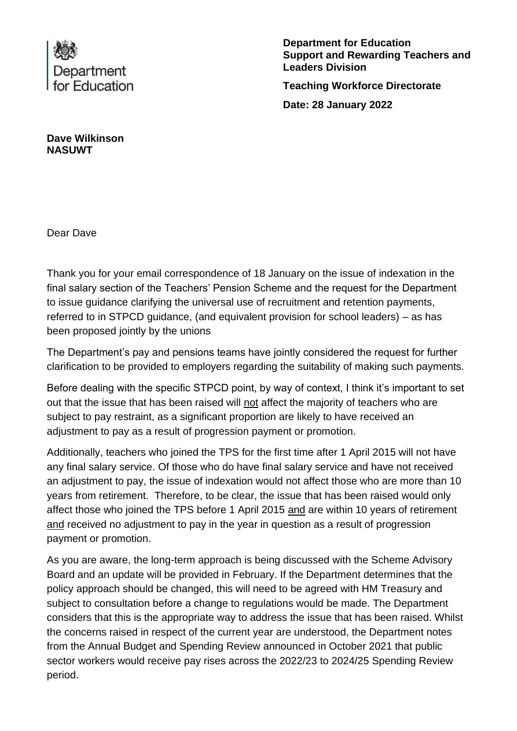Department for Education

**Department for Education**
**Support and Rewarding Teachers and Leaders Division**

**Teaching Workforce Directorate**

**Date: 28 January 2022**

**Dave Wilkinson**
**NASUWT**

Dear Dave

Thank you for your email correspondence of 18 January on the issue of indexation in the final salary section of the Teachers' Pension Scheme and the request for the Department to issue guidance clarifying the universal use of recruitment and retention payments, referred to in STPCD guidance, (and equivalent provision for school leaders) – as has been proposed jointly by the unions

The Department's pay and pensions teams have jointly considered the request for further clarification to be provided to employers regarding the suitability of making such payments.

Before dealing with the specific STPCD point, by way of context, I think it's important to set out that the issue that has been raised will <u>not</u> affect the majority of teachers who are subject to pay restraint, as a significant proportion are likely to have received an adjustment to pay as a result of progression payment or promotion.

Additionally, teachers who joined the TPS for the first time after 1 April 2015 will not have any final salary service. Of those who do have final salary service and have not received an adjustment to pay, the issue of indexation would not affect those who are more than 10 years from retirement. Therefore, to be clear, the issue that has been raised would only affect those who joined the TPS before 1 April 2015 <u>and</u> are within 10 years of retirement <u>and</u> received no adjustment to pay in the year in question as a result of progression payment or promotion.

As you are aware, the long-term approach is being discussed with the Scheme Advisory Board and an update will be provided in February. If the Department determines that the policy approach should be changed, this will need to be agreed with HM Treasury and subject to consultation before a change to regulations would be made. The Department considers that this is the appropriate way to address the issue that has been raised. Whilst the concerns raised in respect of the current year are understood, the Department notes from the Annual Budget and Spending Review announced in October 2021 that public sector workers would receive pay rises across the 2022/23 to 2024/25 Spending Review period.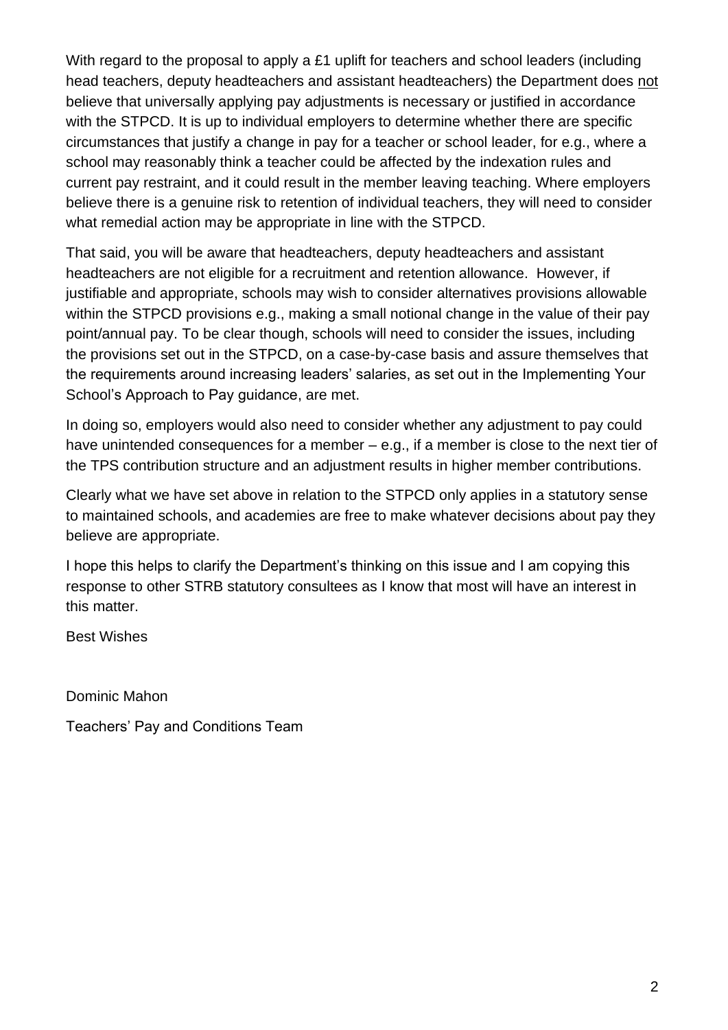With regard to the proposal to apply a £1 uplift for teachers and school leaders (including head teachers, deputy headteachers and assistant headteachers) the Department does not believe that universally applying pay adjustments is necessary or justified in accordance with the STPCD. It is up to individual employers to determine whether there are specific circumstances that justify a change in pay for a teacher or school leader, for e.g., where a school may reasonably think a teacher could be affected by the indexation rules and current pay restraint, and it could result in the member leaving teaching. Where employers believe there is a genuine risk to retention of individual teachers, they will need to consider what remedial action may be appropriate in line with the STPCD.

That said, you will be aware that headteachers, deputy headteachers and assistant headteachers are not eligible for a recruitment and retention allowance. However, if justifiable and appropriate, schools may wish to consider alternatives provisions allowable within the STPCD provisions e.g., making a small notional change in the value of their pay point/annual pay. To be clear though, schools will need to consider the issues, including the provisions set out in the STPCD, on a case-by-case basis and assure themselves that the requirements around increasing leaders' salaries, as set out in the Implementing Your School's Approach to Pay guidance, are met.

In doing so, employers would also need to consider whether any adjustment to pay could have unintended consequences for a member – e.g., if a member is close to the next tier of the TPS contribution structure and an adjustment results in higher member contributions.

Clearly what we have set above in relation to the STPCD only applies in a statutory sense to maintained schools, and academies are free to make whatever decisions about pay they believe are appropriate.

I hope this helps to clarify the Department's thinking on this issue and I am copying this response to other STRB statutory consultees as I know that most will have an interest in this matter.

Best Wishes

Dominic Mahon

Teachers' Pay and Conditions Team